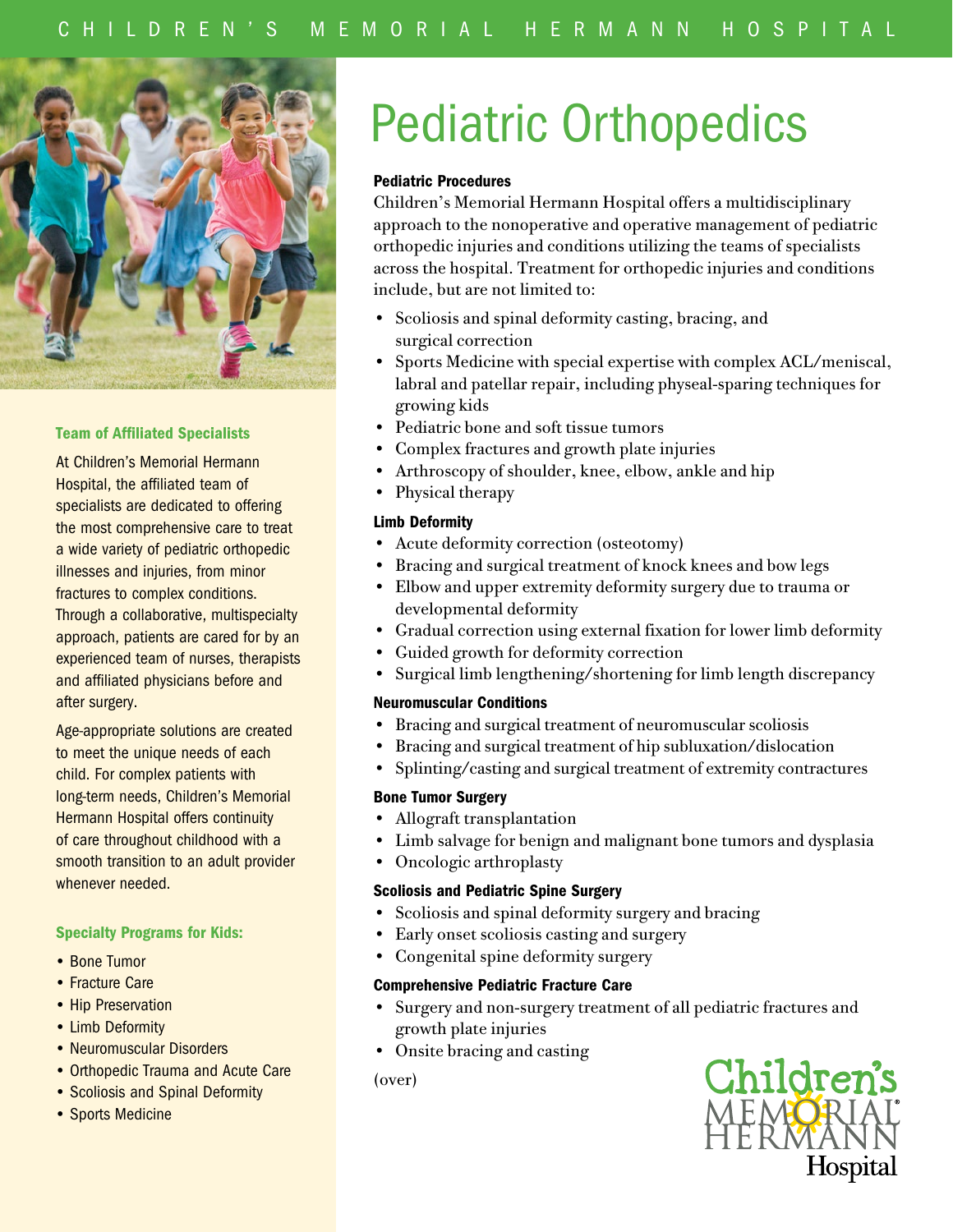# Pediatric Orthopedics

## Pediatric Procedures

Children's Memorial Hermann Hospital offers a multidisciplinary approach to the nonoperative and operative management of pediatric orthopedic injuries and conditions utilizing the teams of specialists across the hospital. Treatment for orthopedic injuries and conditions include, but are not limited to:

- Scoliosis and spinal deformity casting, bracing, and surgical correction
- Sports Medicine with special expertise with complex ACL/meniscal, labral and patellar repair, including physeal-sparing techniques for growing kids
- Pediatric bone and soft tissue tumors
- Complex fractures and growth plate injuries
- Arthroscopy of shoulder, knee, elbow, ankle and hip
- Physical therapy

### Limb Deformity

- Acute deformity correction (osteotomy)
- Bracing and surgical treatment of knock knees and bow legs
- Elbow and upper extremity deformity surgery due to trauma or developmental deformity
- Gradual correction using external fixation for lower limb deformity
- Guided growth for deformity correction
- Surgical limb lengthening/shortening for limb length discrepancy

### Neuromuscular Conditions

- Bracing and surgical treatment of neuromuscular scoliosis
- Bracing and surgical treatment of hip subluxation/dislocation
- Splinting/casting and surgical treatment of extremity contractures

### Bone Tumor Surgery

- Allograft transplantation
- Limb salvage for benign and malignant bone tumors and dysplasia
- Oncologic arthroplasty

### Scoliosis and Pediatric Spine Surgery

- Scoliosis and spinal deformity surgery and bracing
- Early onset scoliosis casting and surgery
- Congenital spine deformity surgery

### Comprehensive Pediatric Fracture Care

- Surgery and non-surgery treatment of all pediatric fractures and growth plate injuries
- Onsite bracing and casting

(over)

## Team of Affiliated Specialists

At Children's Memorial Hermann Hospital, the affiliated team of specialists are dedicated to offering the most comprehensive care to treat a wide variety of pediatric orthopedic illnesses and injuries, from minor fractures to complex conditions. Through a collaborative, multispecialty approach, patients are cared for by an experienced team of nurses, therapists and affiliated physicians before and after surgery.

Age-appropriate solutions are created to meet the unique needs of each child. For complex patients with long-term needs, Children's Memorial Hermann Hospital offers continuity of care throughout childhood with a smooth transition to an adult provider whenever needed.

## Specialty Programs for Kids:

- Bone Tumor
- Fracture Care
- Hip Preservation
- Limb Deformity
- Neuromuscular Disorders
- Orthopedic Trauma and Acute Care
- Scoliosis and Spinal Deformity
- Sports Medicine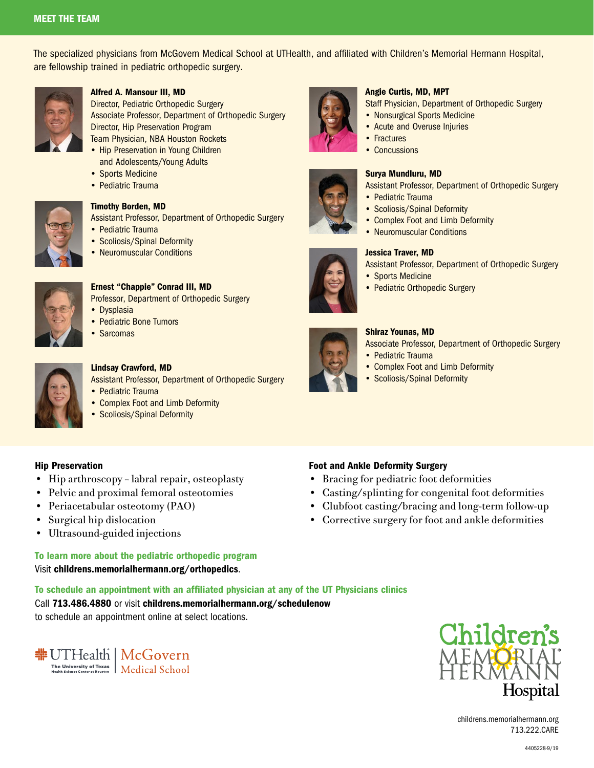## MEET THE TEAM

The specialized physicians from McGovern Medical School at UTHealth, and affiliated with Children's Memorial Hermann Hospital, are fellowship trained in pediatric orthopedic surgery.

**Alfred A. Mansour III, MD**
Director, Pediatric Orthopedic Surgery
Associate Professor, Department of Orthopedic Surgery
Director, Hip Preservation Program
Team Physician, NBA Houston Rockets

- Hip Preservation in Young Children and Adolescents/Young Adults
- Sports Medicine
- Pediatric Trauma

**Timothy Borden, MD**
Assistant Professor, Department of Orthopedic Surgery

- Pediatric Trauma
- Scoliosis/Spinal Deformity
- Neuromuscular Conditions

**Ernest "Chappie" Conrad III, MD**
Professor, Department of Orthopedic Surgery

- Dysplasia
- Pediatric Bone Tumors
- Sarcomas

**Lindsay Crawford, MD**
Assistant Professor, Department of Orthopedic Surgery

- Pediatric Trauma
- Complex Foot and Limb Deformity
- Scoliosis/Spinal Deformity

**Angie Curtis, MD, MPT**
Staff Physician, Department of Orthopedic Surgery

- Nonsurgical Sports Medicine
- Acute and Overuse Injuries
- Fractures
- Concussions

**Surya Mundluru, MD**
Assistant Professor, Department of Orthopedic Surgery

- Pediatric Trauma
- Scoliosis/Spinal Deformity
- Complex Foot and Limb Deformity
- Neuromuscular Conditions

**Jessica Traver, MD**
Assistant Professor, Department of Orthopedic Surgery

- Sports Medicine
- Pediatric Orthopedic Surgery

**Shiraz Younas, MD**
Associate Professor, Department of Orthopedic Surgery

- Pediatric Trauma
- Complex Foot and Limb Deformity
- Scoliosis/Spinal Deformity

### Hip Preservation

- Hip arthroscopy – labral repair, osteoplasty
- Pelvic and proximal femoral osteotomies
- Periacetabular osteotomy (PAO)
- Surgical hip dislocation
- Ultrasound-guided injections

### Foot and Ankle Deformity Surgery

- Bracing for pediatric foot deformities
- Casting/splinting for congenital foot deformities
- Clubfoot casting/bracing and long-term follow-up
- Corrective surgery for foot and ankle deformities

**To learn more about the pediatric orthopedic program**
Visit **childrens.memorialhermann.org/orthopedics**.

**To schedule an appointment with an affiliated physician at any of the UT Physicians clinics**
Call **713.486.4880** or visit **childrens.memorialhermann.org/schedulenow** to schedule an appointment online at select locations.

UTHealth The University of Texas Health Science Center at Houston | McGovern Medical School

Children's Memorial Hermann Hospital

childrens.memorialhermann.org
713.222.CARE

4405228-9/19